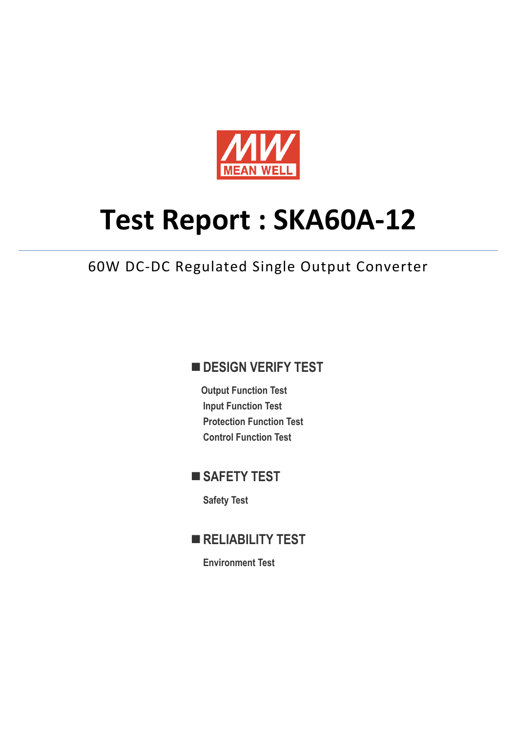MEAN WELL

# Test Report : SKA60A-12

60W DC-DC Regulated Single Output Converter

## DESIGN VERIFY TEST

- Output Function Test
- Input Function Test
- Protection Function Test
- Control Function Test

## SAFETY TEST

- Safety Test

## RELIABILITY TEST

- Environment Test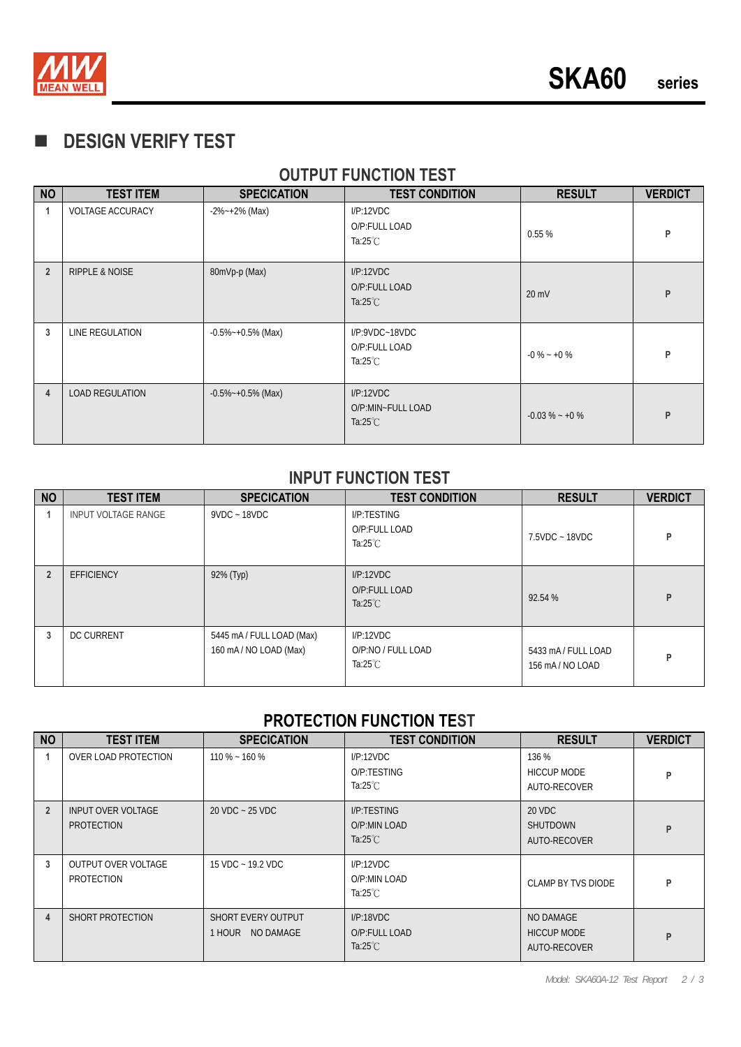## ■ DESIGN VERIFY TEST

### OUTPUT FUNCTION TEST

| NO | TEST ITEM | SPECICATION | TEST CONDITION | RESULT | VERDICT |
|---|---|---|---|---|---|
| 1 | VOLTAGE ACCURACY | -2%~+2% (Max) | I/P:12VDC<br>O/P:FULL LOAD<br>Ta:25℃ | 0.55 % | P |
| 2 | RIPPLE & NOISE | 80mVp-p (Max) | I/P:12VDC<br>O/P:FULL LOAD<br>Ta:25℃ | 20 mV | P |
| 3 | LINE REGULATION | -0.5%~+0.5% (Max) | I/P:9VDC~18VDC<br>O/P:FULL LOAD<br>Ta:25℃ | -0 % ~ +0 % | P |
| 4 | LOAD REGULATION | -0.5%~+0.5% (Max) | I/P:12VDC<br>O/P:MIN~FULL LOAD<br>Ta:25℃ | -0.03 % ~ +0 % | P |

### INPUT FUNCTION TEST

| NO | TEST ITEM | SPECICATION | TEST CONDITION | RESULT | VERDICT |
|---|---|---|---|---|---|
| 1 | INPUT VOLTAGE RANGE | 9VDC ~ 18VDC | I/P:TESTING<br>O/P:FULL LOAD<br>Ta:25℃ | 7.5VDC ~ 18VDC | P |
| 2 | EFFICIENCY | 92% (Typ) | I/P:12VDC<br>O/P:FULL LOAD<br>Ta:25℃ | 92.54 % | P |
| 3 | DC CURRENT | 5445 mA / FULL LOAD (Max)<br>160 mA / NO LOAD (Max) | I/P:12VDC<br>O/P:NO / FULL LOAD<br>Ta:25℃ | 5433 mA / FULL LOAD<br>156 mA / NO LOAD | P |

### PROTECTION FUNCTION TEST

| NO | TEST ITEM | SPECICATION | TEST CONDITION | RESULT | VERDICT |
|---|---|---|---|---|---|
| 1 | OVER LOAD PROTECTION | 110 % ~ 160 % | I/P:12VDC<br>O/P:TESTING<br>Ta:25℃ | 136 %<br>HICCUP MODE<br>AUTO-RECOVER | P |
| 2 | INPUT OVER VOLTAGE PROTECTION | 20 VDC ~ 25 VDC | I/P:TESTING<br>O/P:MIN LOAD<br>Ta:25℃ | 20 VDC<br>SHUTDOWN<br>AUTO-RECOVER | P |
| 3 | OUTPUT OVER VOLTAGE PROTECTION | 15 VDC ~ 19.2 VDC | I/P:12VDC<br>O/P:MIN LOAD<br>Ta:25℃ | CLAMP BY TVS DIODE | P |
| 4 | SHORT PROTECTION | SHORT EVERY OUTPUT<br>1 HOUR NO DAMAGE | I/P:18VDC<br>O/P:FULL LOAD<br>Ta:25℃ | NO DAMAGE<br>HICCUP MODE<br>AUTO-RECOVER | P |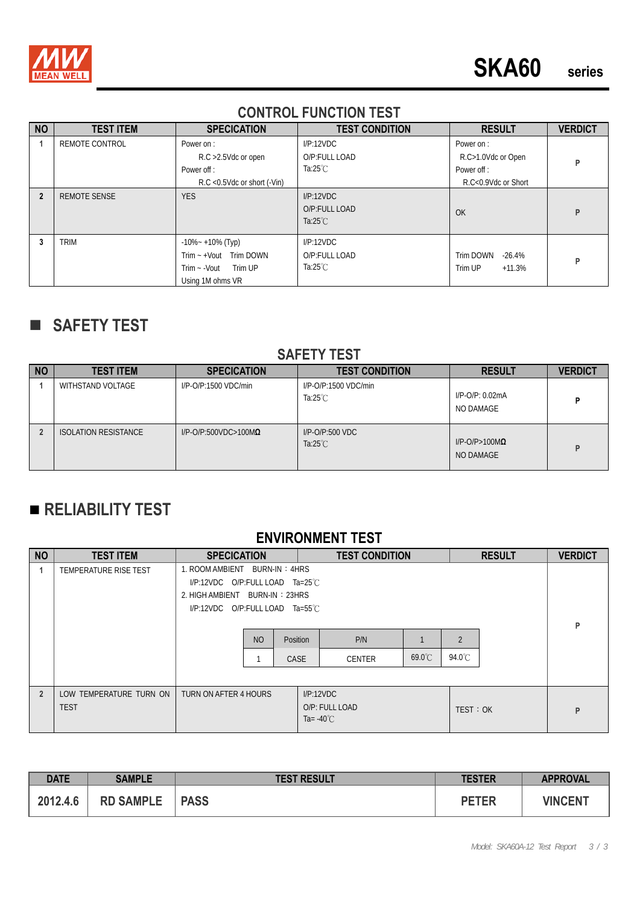# SKA60 series

## CONTROL FUNCTION TEST

| NO | TEST ITEM | SPECICATION | TEST CONDITION | RESULT | VERDICT |
|---|---|---|---|---|---|
| 1 | REMOTE CONTROL | Power on : R.C >2.5Vdc or open Power off : R.C <0.5Vdc or short (-Vin) | I/P:12VDC O/P:FULL LOAD Ta:25℃ | Power on : R.C>1.0Vdc or Open Power off : R.C<0.9Vdc or Short | P |
| 2 | REMOTE SENSE | YES | I/P:12VDC O/P:FULL LOAD Ta:25℃ | OK | P |
| 3 | TRIM | -10%~ +10% (Typ) Trim ~ +Vout Trim DOWN Trim ~ -Vout Trim UP Using 1M ohms VR | I/P:12VDC O/P:FULL LOAD Ta:25℃ | Trim DOWN -26.4% Trim UP +11.3% | P |

## ■ SAFETY TEST

### SAFETY TEST

| NO | TEST ITEM | SPECICATION | TEST CONDITION | RESULT | VERDICT |
|---|---|---|---|---|---|
| 1 | WITHSTAND VOLTAGE | I/P-O/P:1500 VDC/min | I/P-O/P:1500 VDC/min Ta:25℃ | I/P-O/P: 0.02mA NO DAMAGE | P |
| 2 | ISOLATION RESISTANCE | I/P-O/P:500VDC>100MΩ | I/P-O/P:500 VDC Ta:25℃ | I/P-O/P>100MΩ NO DAMAGE | P |

## ■ RELIABILITY TEST

### ENVIRONMENT TEST

| NO | TEST ITEM | SPECICATION | TEST CONDITION | RESULT | VERDICT |
|---|---|---|---|---|---|
| 1 | TEMPERATURE RISE TEST | 1. ROOM AMBIENT BURN-IN：4HRS I/P:12VDC O/P:FULL LOAD Ta=25℃ 2. HIGH AMBIENT BURN-IN：23HRS I/P:12VDC O/P:FULL LOAD Ta=55℃ | | | P |
| 2 | LOW TEMPERATURE TURN ON TEST | TURN ON AFTER 4 HOURS | I/P:12VDC O/P: FULL LOAD Ta= -40℃ | TEST：OK | P |

Temperature rise test results:

| NO | Position | P/N | 1 | 2 |
|---|---|---|---|---|
| 1 | CASE | CENTER | 69.0℃ | 94.0℃ |

| DATE | SAMPLE | TEST RESULT | TESTER | APPROVAL |
|---|---|---|---|---|
| 2012.4.6 | RD SAMPLE | PASS | PETER | VINCENT |

*Model: SKA60A-12 Test Report*